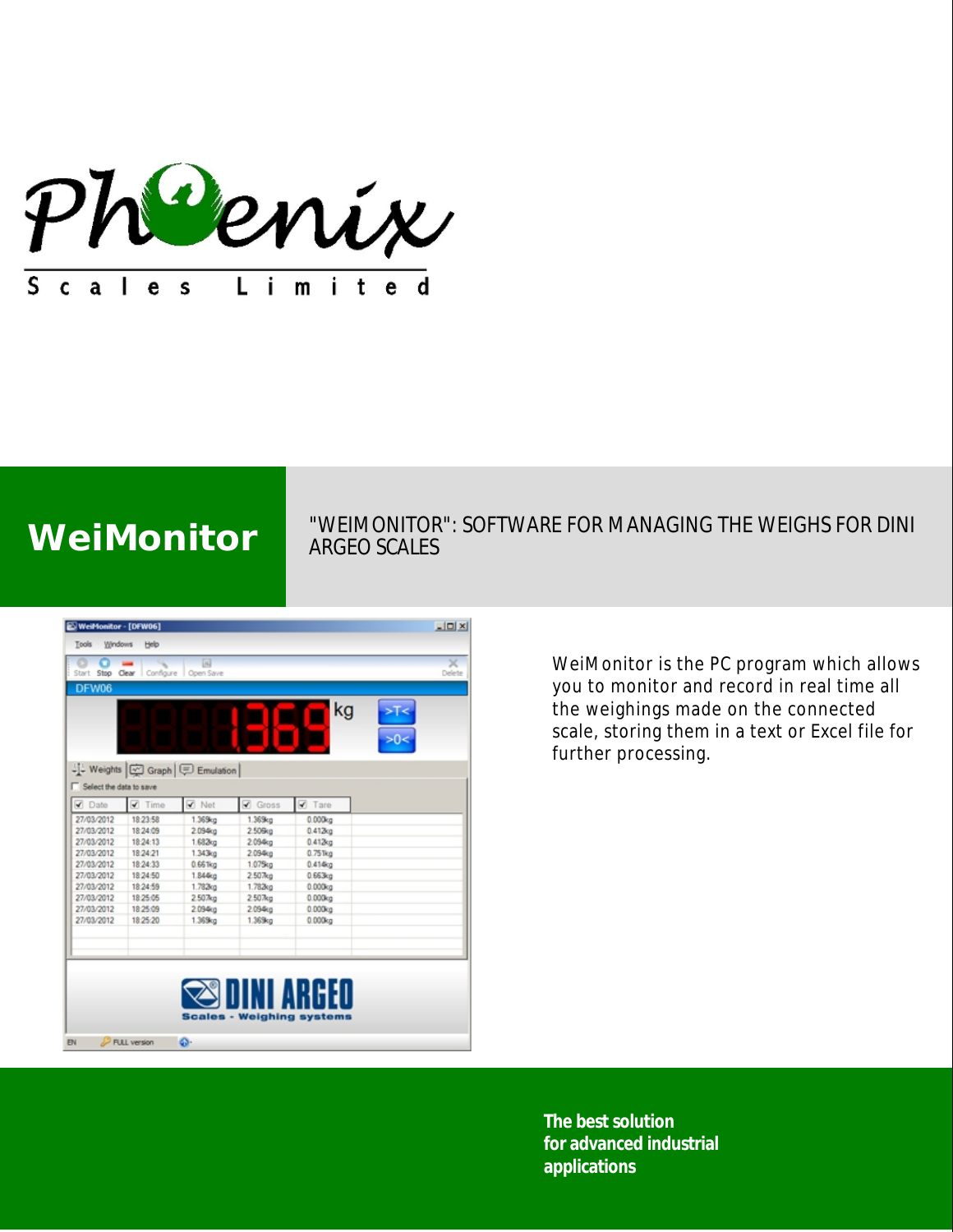Phoenix

Scales Limited

# WeiMonitor

"WEIMONITOR": SOFTWARE FOR MANAGING THE WEIGHS FOR DINI ARGEO SCALES

WeiMonitor is the PC program which allows you to monitor and record in real time all the weighings made on the connected scale, storing them in a text or Excel file for further processing.

**The best solution for advanced industrial applications**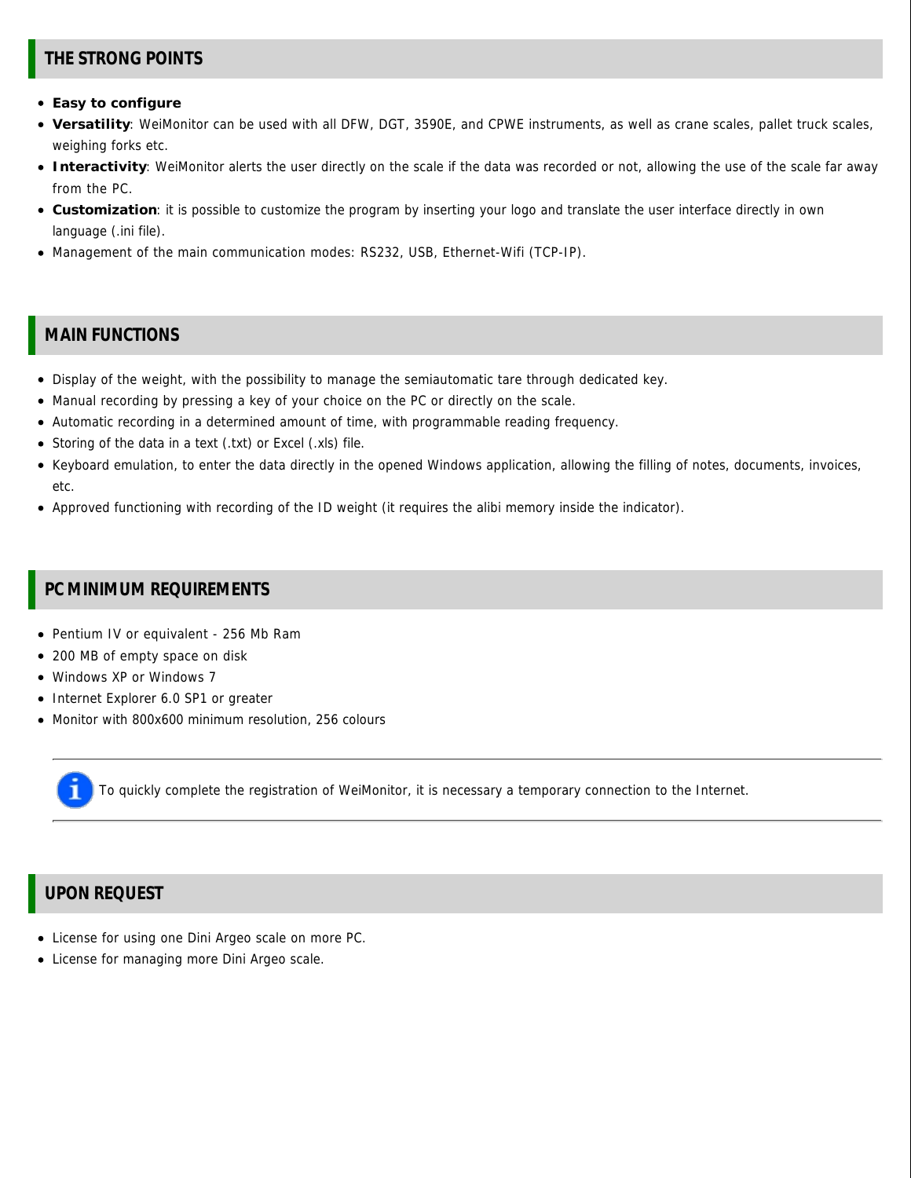## THE STRONG POINTS

- **Easy to configure**
- **Versatility**: WeiMonitor can be used with all DFW, DGT, 3590E, and CPWE instruments, as well as crane scales, pallet truck scales, weighing forks etc.
- **Interactivity**: WeiMonitor alerts the user directly on the scale if the data was recorded or not, allowing the use of the scale far away from the PC.
- **Customization**: it is possible to customize the program by inserting your logo and translate the user interface directly in own language (.ini file).
- Management of the main communication modes: RS232, USB, Ethernet-Wifi (TCP-IP).

## MAIN FUNCTIONS

- Display of the weight, with the possibility to manage the semiautomatic tare through dedicated key.
- Manual recording by pressing a key of your choice on the PC or directly on the scale.
- Automatic recording in a determined amount of time, with programmable reading frequency.
- Storing of the data in a text (.txt) or Excel (.xls) file.
- Keyboard emulation, to enter the data directly in the opened Windows application, allowing the filling of notes, documents, invoices, etc.
- Approved functioning with recording of the ID weight (it requires the alibi memory inside the indicator).

## PC MINIMUM REQUIREMENTS

- Pentium IV or equivalent - 256 Mb Ram
- 200 MB of empty space on disk
- Windows XP or Windows 7
- Internet Explorer 6.0 SP1 or greater
- Monitor with 800x600 minimum resolution, 256 colours

---

To quickly complete the registration of WeiMonitor, it is necessary a temporary connection to the Internet.

---

## UPON REQUEST

- License for using one Dini Argeo scale on more PC.
- License for managing more Dini Argeo scale.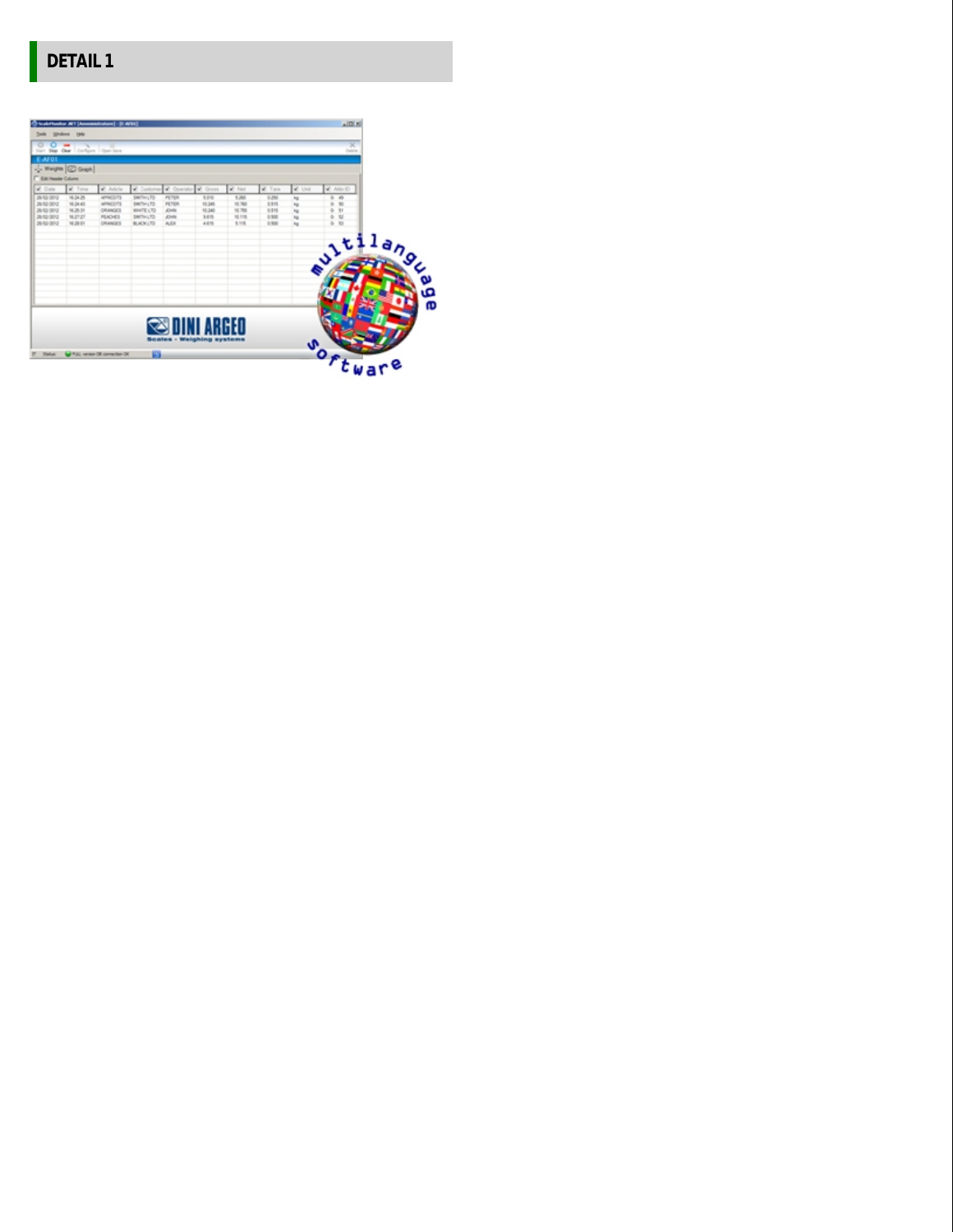## DETAIL 1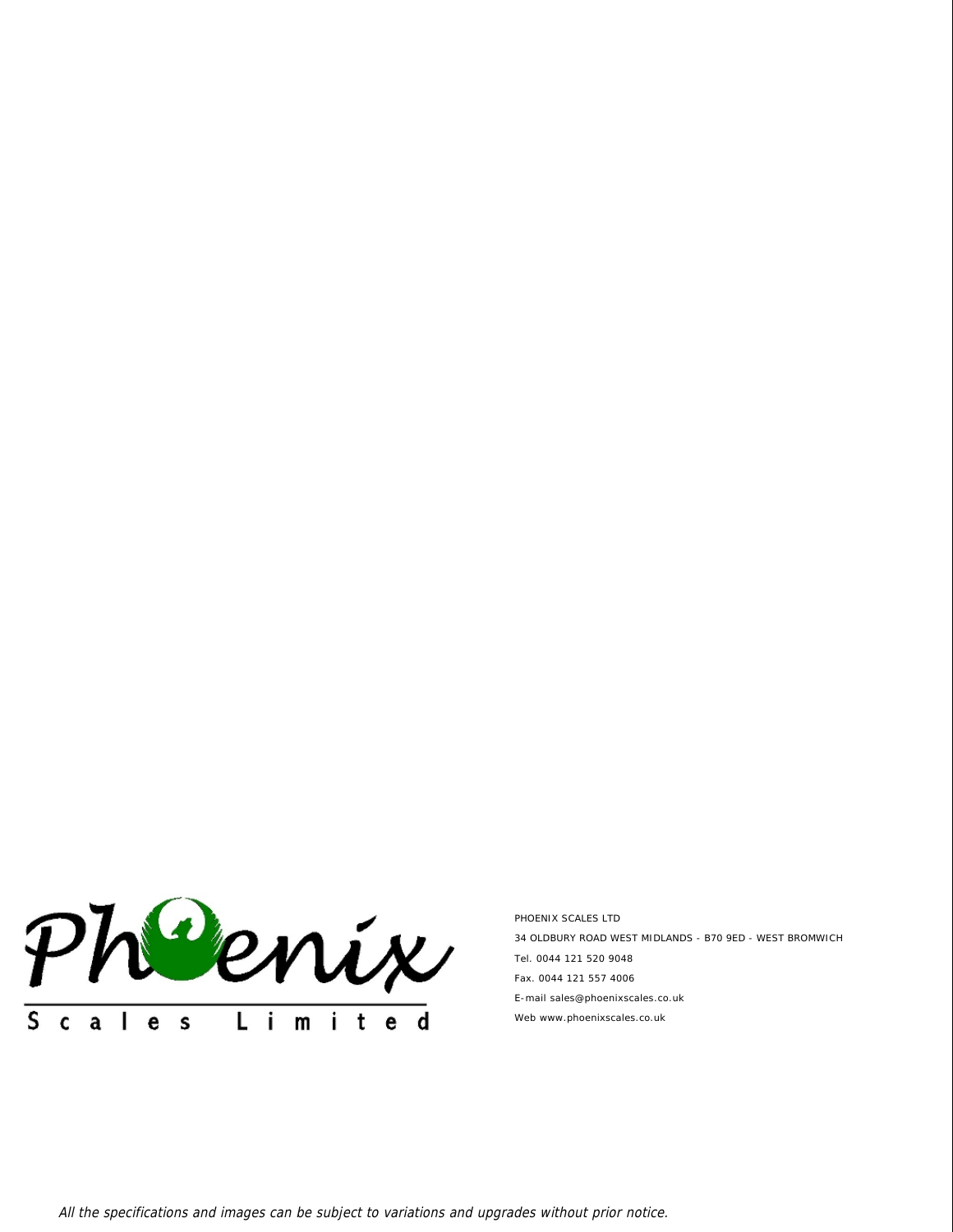Phoenix

Scales Limited

PHOENIX SCALES LTD

34 OLDBURY ROAD WEST MIDLANDS - B70 9ED - WEST BROMWICH

Tel. 0044 121 520 9048

Fax. 0044 121 557 4006

E-mail sales@phoenixscales.co.uk

Web www.phoenixscales.co.uk

*All the specifications and images can be subject to variations and upgrades without prior notice.*